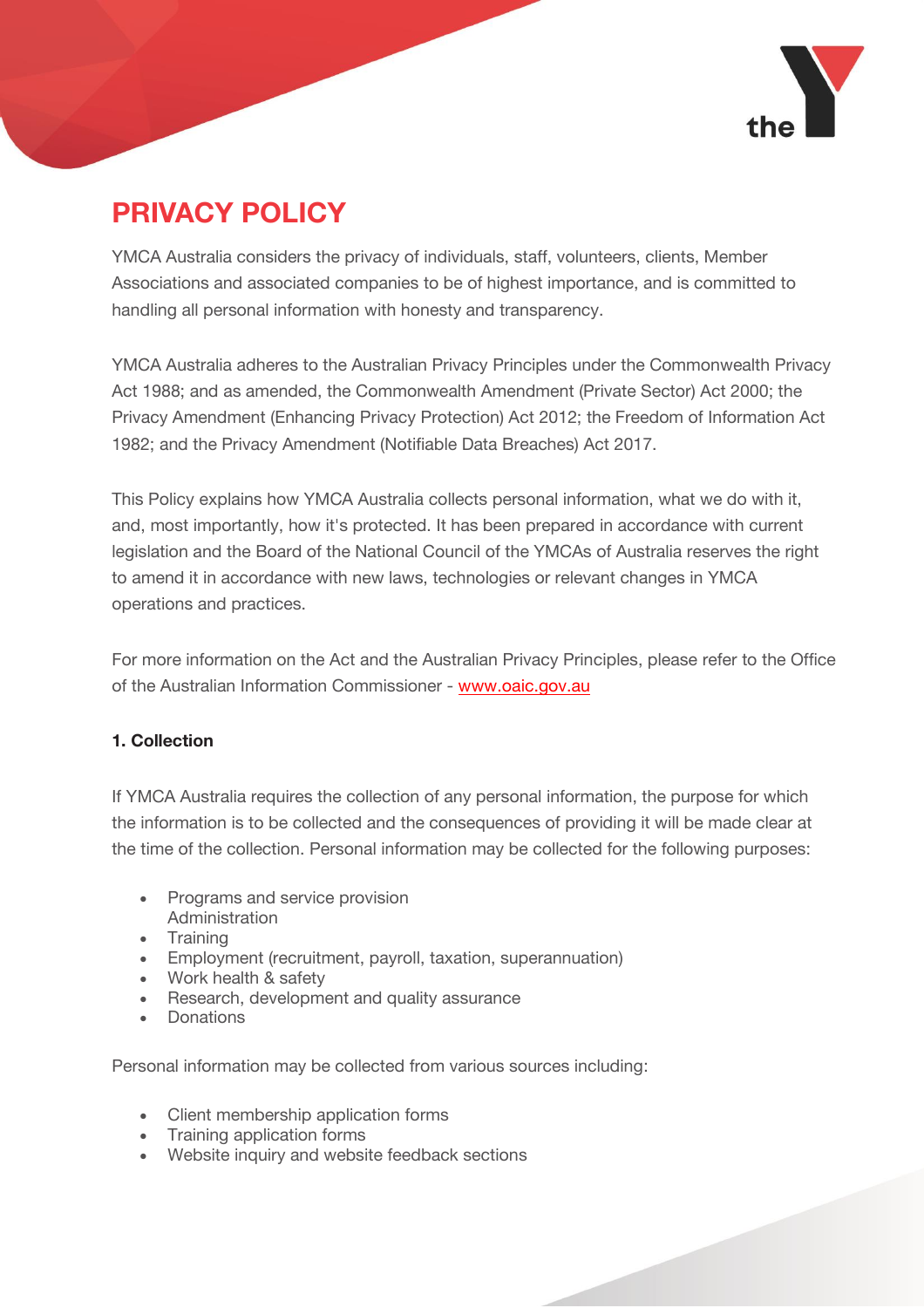# PRIVACY POLICY

YMCA Australia considers the privacy of individuals, staff, volunteers, clients, Member Associations and associated companies to be of highest importance, and is committed to handling all personal information with honesty and transparency.

YMCA Australia adheres to the Australian Privacy Principles under the Commonwealth Privacy Act 1988; and as amended, the Commonwealth Amendment (Private Sector) Act 2000; the Privacy Amendment (Enhancing Privacy Protection) Act 2012; the Freedom of Information Act 1982; and the Privacy Amendment (Notifiable Data Breaches) Act 2017.

This Policy explains how YMCA Australia collects personal information, what we do with it, and, most importantly, how it's protected. It has been prepared in accordance with current legislation and the Board of the National Council of the YMCAs of Australia reserves the right to amend it in accordance with new laws, technologies or relevant changes in YMCA operations and practices.

For more information on the Act and the Australian Privacy Principles, please refer to the Office of the Australian Information Commissioner - [www.oaic.gov.au](www.oaic.gov.au)

**1. Collection**

If YMCA Australia requires the collection of any personal information, the purpose for which the information is to be collected and the consequences of providing it will be made clear at the time of the collection. Personal information may be collected for the following purposes:

- Programs and service provision
  Administration
- Training
- Employment (recruitment, payroll, taxation, superannuation)
- Work health & safety
- Research, development and quality assurance
- Donations

Personal information may be collected from various sources including:

- Client membership application forms
- Training application forms
- Website inquiry and website feedback sections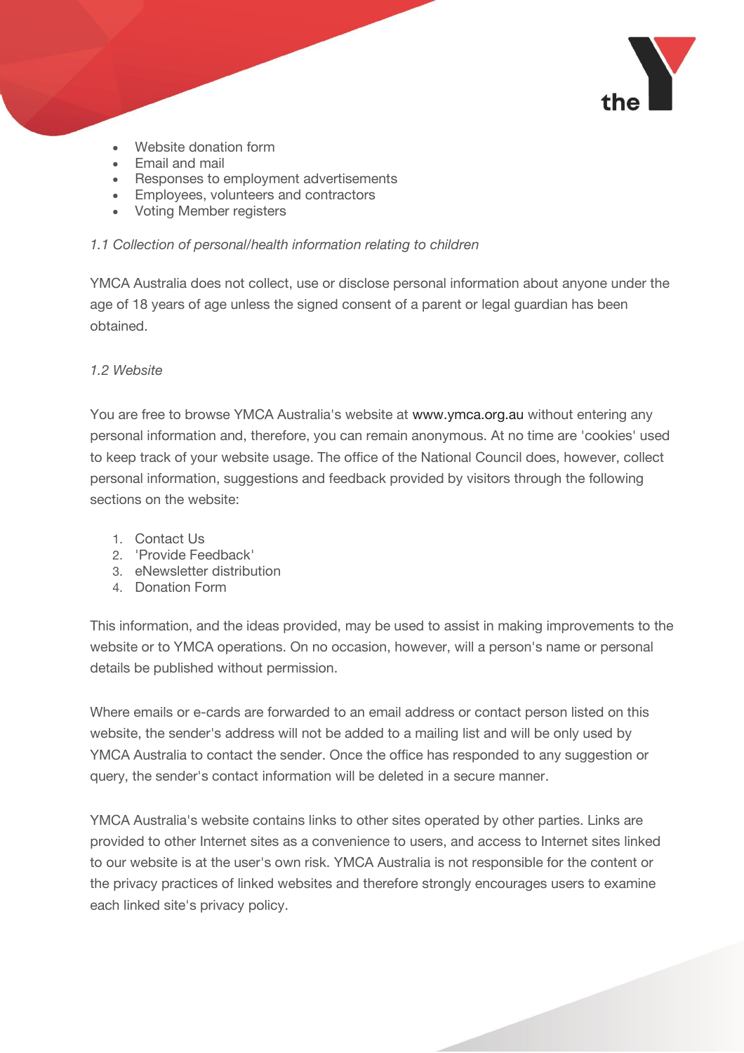- Website donation form
- Email and mail
- Responses to employment advertisements
- Employees, volunteers and contractors
- Voting Member registers

*1.1 Collection of personal/health information relating to children*

YMCA Australia does not collect, use or disclose personal information about anyone under the age of 18 years of age unless the signed consent of a parent or legal guardian has been obtained.

*1.2 Website*

You are free to browse YMCA Australia's website at www.ymca.org.au without entering any personal information and, therefore, you can remain anonymous. At no time are 'cookies' used to keep track of your website usage. The office of the National Council does, however, collect personal information, suggestions and feedback provided by visitors through the following sections on the website:

1. Contact Us
2. 'Provide Feedback'
3. eNewsletter distribution
4. Donation Form

This information, and the ideas provided, may be used to assist in making improvements to the website or to YMCA operations. On no occasion, however, will a person's name or personal details be published without permission.

Where emails or e-cards are forwarded to an email address or contact person listed on this website, the sender's address will not be added to a mailing list and will be only used by YMCA Australia to contact the sender. Once the office has responded to any suggestion or query, the sender's contact information will be deleted in a secure manner.

YMCA Australia's website contains links to other sites operated by other parties. Links are provided to other Internet sites as a convenience to users, and access to Internet sites linked to our website is at the user's own risk. YMCA Australia is not responsible for the content or the privacy practices of linked websites and therefore strongly encourages users to examine each linked site's privacy policy.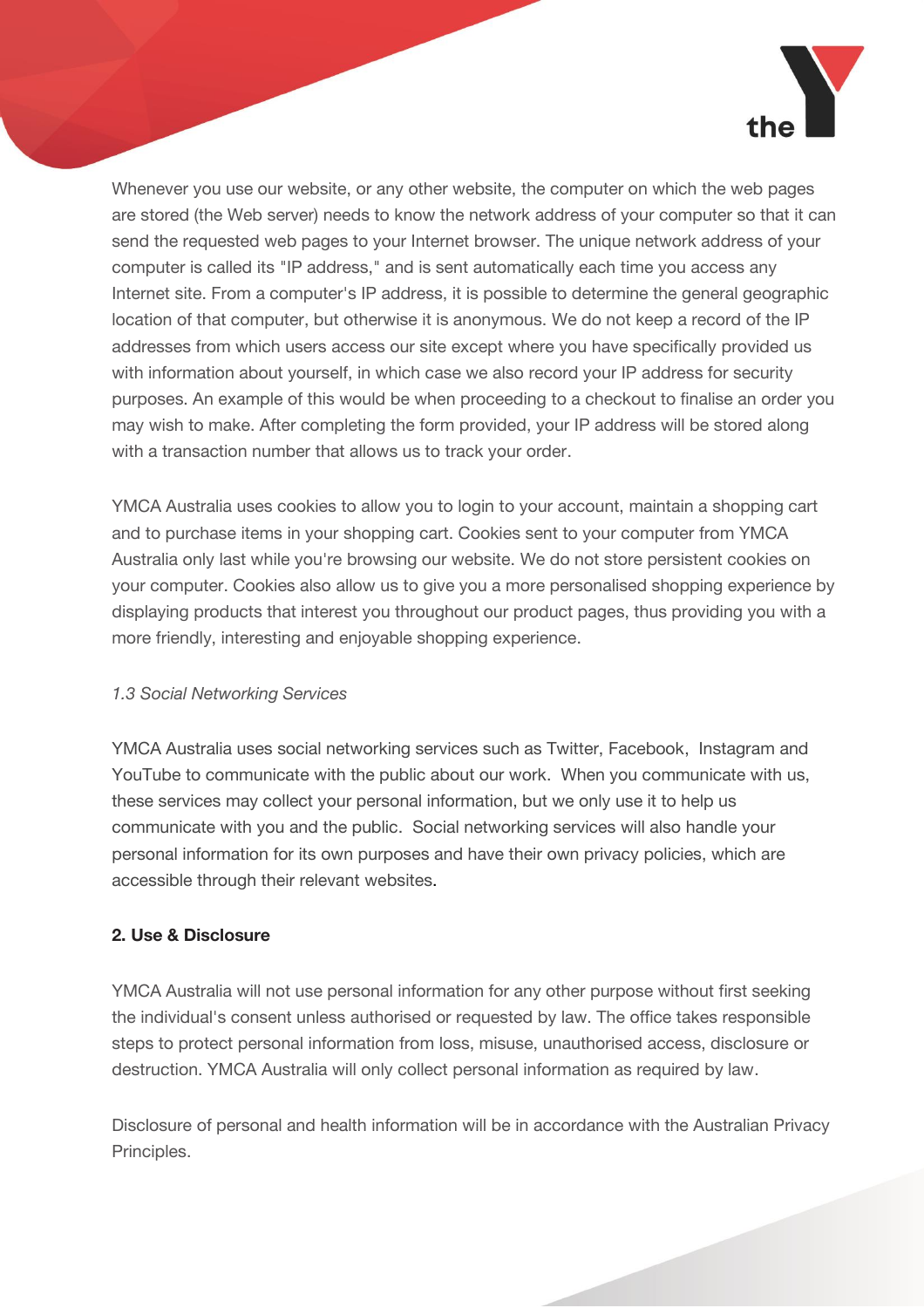Whenever you use our website, or any other website, the computer on which the web pages are stored (the Web server) needs to know the network address of your computer so that it can send the requested web pages to your Internet browser. The unique network address of your computer is called its "IP address," and is sent automatically each time you access any Internet site. From a computer's IP address, it is possible to determine the general geographic location of that computer, but otherwise it is anonymous. We do not keep a record of the IP addresses from which users access our site except where you have specifically provided us with information about yourself, in which case we also record your IP address for security purposes. An example of this would be when proceeding to a checkout to finalise an order you may wish to make. After completing the form provided, your IP address will be stored along with a transaction number that allows us to track your order.

YMCA Australia uses cookies to allow you to login to your account, maintain a shopping cart and to purchase items in your shopping cart. Cookies sent to your computer from YMCA Australia only last while you're browsing our website. We do not store persistent cookies on your computer. Cookies also allow us to give you a more personalised shopping experience by displaying products that interest you throughout our product pages, thus providing you with a more friendly, interesting and enjoyable shopping experience.

*1.3 Social Networking Services*

YMCA Australia uses social networking services such as Twitter, Facebook, Instagram and YouTube to communicate with the public about our work. When you communicate with us, these services may collect your personal information, but we only use it to help us communicate with you and the public. Social networking services will also handle your personal information for its own purposes and have their own privacy policies, which are accessible through their relevant websites.

**2. Use & Disclosure**

YMCA Australia will not use personal information for any other purpose without first seeking the individual's consent unless authorised or requested by law. The office takes responsible steps to protect personal information from loss, misuse, unauthorised access, disclosure or destruction. YMCA Australia will only collect personal information as required by law.

Disclosure of personal and health information will be in accordance with the Australian Privacy Principles.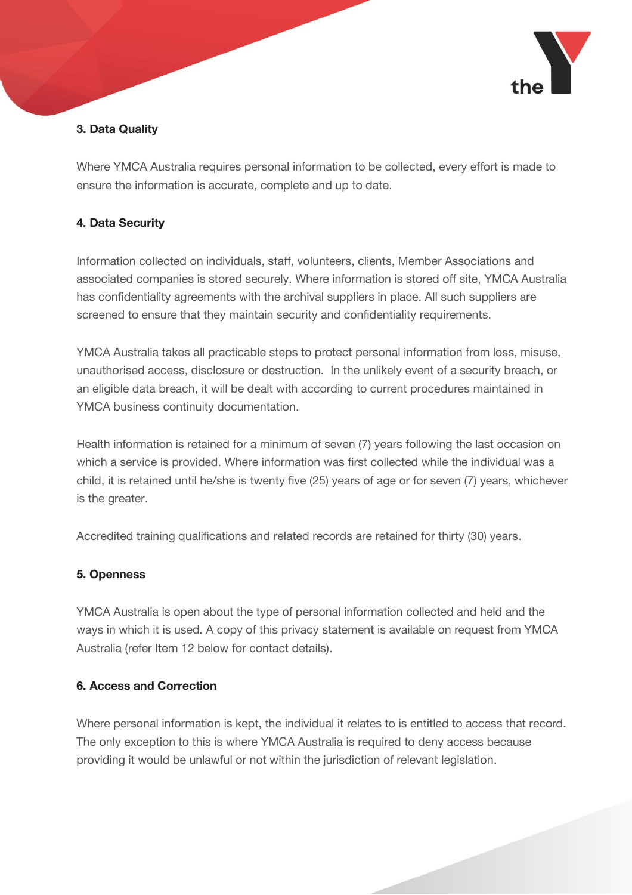### 3. Data Quality

Where YMCA Australia requires personal information to be collected, every effort is made to ensure the information is accurate, complete and up to date.

### 4. Data Security

Information collected on individuals, staff, volunteers, clients, Member Associations and associated companies is stored securely. Where information is stored off site, YMCA Australia has confidentiality agreements with the archival suppliers in place. All such suppliers are screened to ensure that they maintain security and confidentiality requirements.

YMCA Australia takes all practicable steps to protect personal information from loss, misuse, unauthorised access, disclosure or destruction. In the unlikely event of a security breach, or an eligible data breach, it will be dealt with according to current procedures maintained in YMCA business continuity documentation.

Health information is retained for a minimum of seven (7) years following the last occasion on which a service is provided. Where information was first collected while the individual was a child, it is retained until he/she is twenty five (25) years of age or for seven (7) years, whichever is the greater.

Accredited training qualifications and related records are retained for thirty (30) years.

### 5. Openness

YMCA Australia is open about the type of personal information collected and held and the ways in which it is used. A copy of this privacy statement is available on request from YMCA Australia (refer Item 12 below for contact details).

### 6. Access and Correction

Where personal information is kept, the individual it relates to is entitled to access that record. The only exception to this is where YMCA Australia is required to deny access because providing it would be unlawful or not within the jurisdiction of relevant legislation.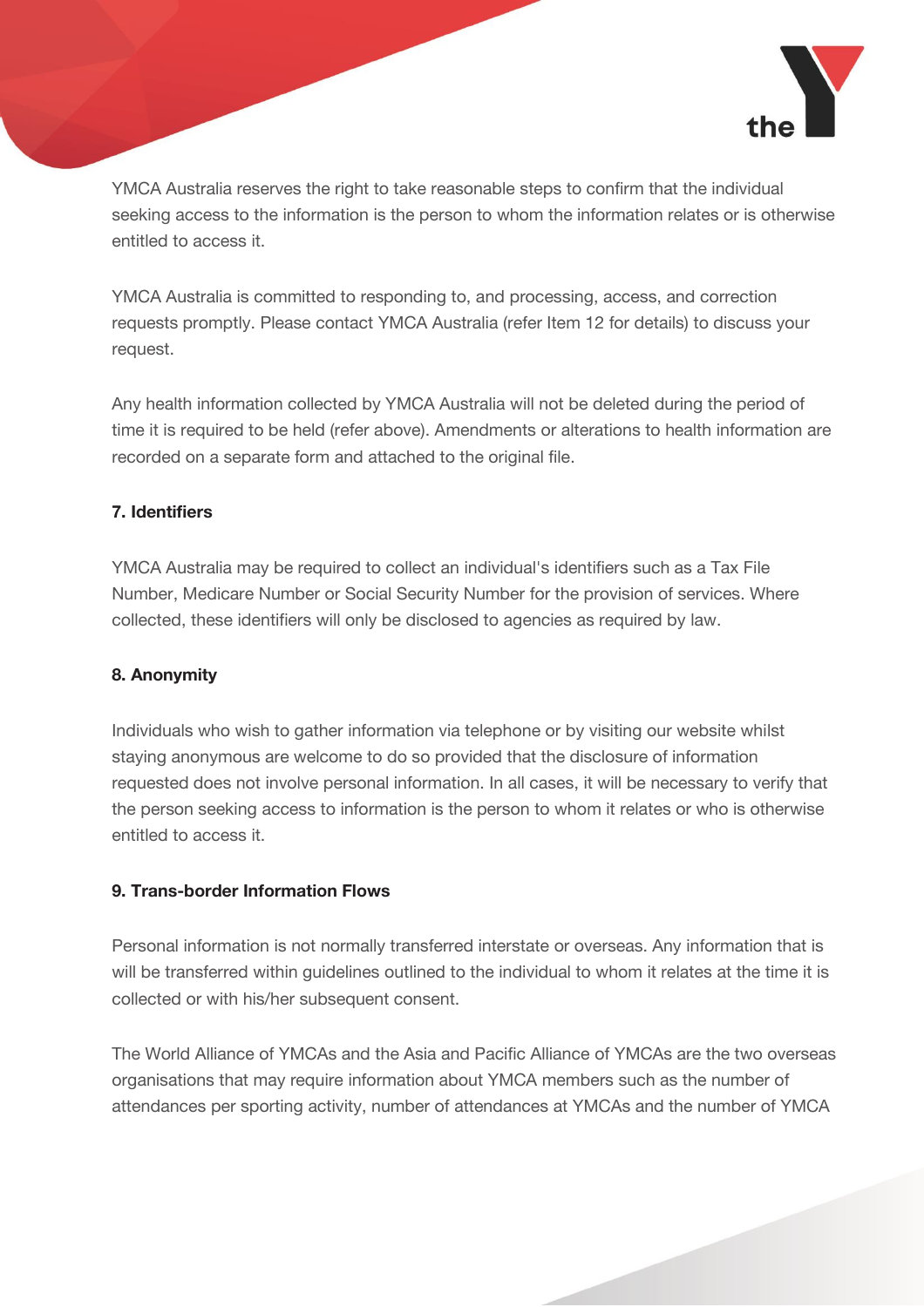YMCA Australia reserves the right to take reasonable steps to confirm that the individual seeking access to the information is the person to whom the information relates or is otherwise entitled to access it.

YMCA Australia is committed to responding to, and processing, access, and correction requests promptly. Please contact YMCA Australia (refer Item 12 for details) to discuss your request.

Any health information collected by YMCA Australia will not be deleted during the period of time it is required to be held (refer above). Amendments or alterations to health information are recorded on a separate form and attached to the original file.

**7. Identifiers**

YMCA Australia may be required to collect an individual's identifiers such as a Tax File Number, Medicare Number or Social Security Number for the provision of services. Where collected, these identifiers will only be disclosed to agencies as required by law.

**8. Anonymity**

Individuals who wish to gather information via telephone or by visiting our website whilst staying anonymous are welcome to do so provided that the disclosure of information requested does not involve personal information. In all cases, it will be necessary to verify that the person seeking access to information is the person to whom it relates or who is otherwise entitled to access it.

**9. Trans-border Information Flows**

Personal information is not normally transferred interstate or overseas. Any information that is will be transferred within guidelines outlined to the individual to whom it relates at the time it is collected or with his/her subsequent consent.

The World Alliance of YMCAs and the Asia and Pacific Alliance of YMCAs are the two overseas organisations that may require information about YMCA members such as the number of attendances per sporting activity, number of attendances at YMCAs and the number of YMCA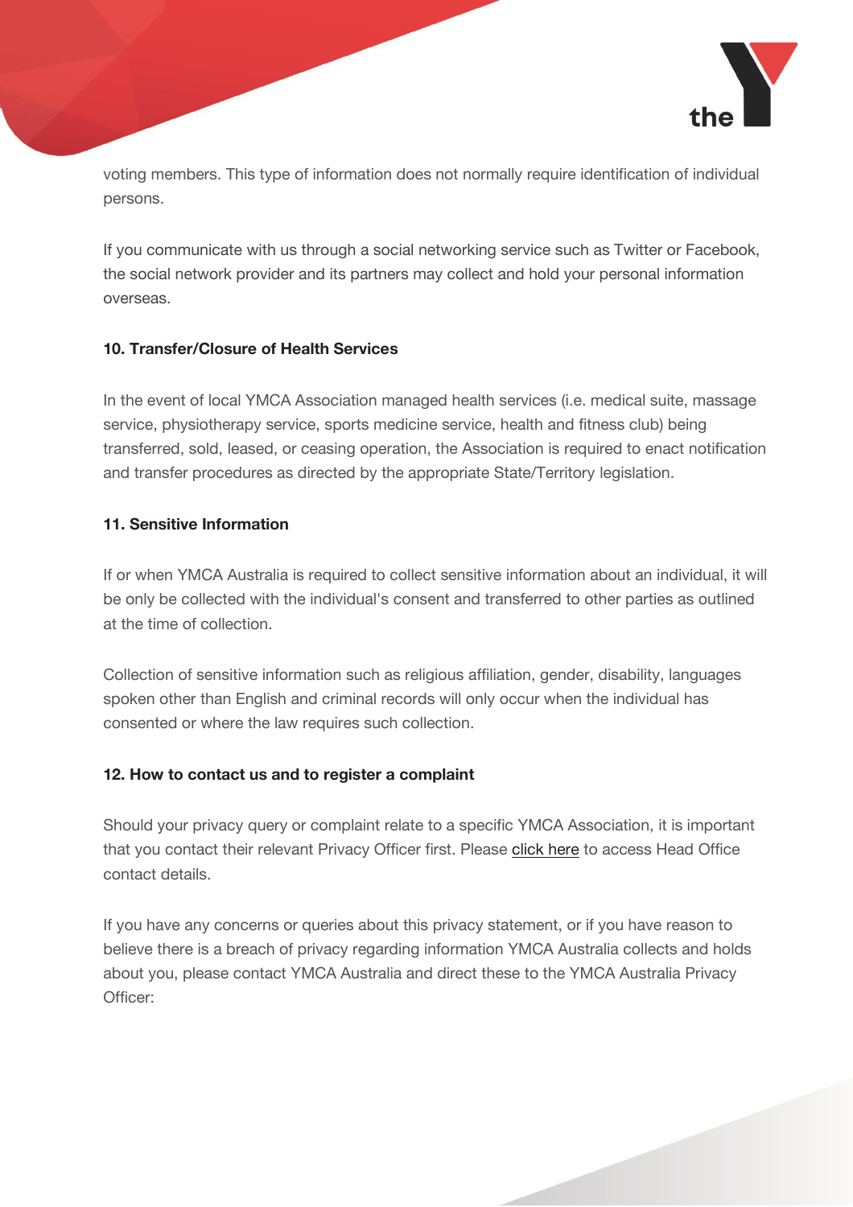voting members. This type of information does not normally require identification of individual persons.

If you communicate with us through a social networking service such as Twitter or Facebook, the social network provider and its partners may collect and hold your personal information overseas.

**10. Transfer/Closure of Health Services**

In the event of local YMCA Association managed health services (i.e. medical suite, massage service, physiotherapy service, sports medicine service, health and fitness club) being transferred, sold, leased, or ceasing operation, the Association is required to enact notification and transfer procedures as directed by the appropriate State/Territory legislation.

**11. Sensitive Information**

If or when YMCA Australia is required to collect sensitive information about an individual, it will be only be collected with the individual's consent and transferred to other parties as outlined at the time of collection.

Collection of sensitive information such as religious affiliation, gender, disability, languages spoken other than English and criminal records will only occur when the individual has consented or where the law requires such collection.

**12. How to contact us and to register a complaint**

Should your privacy query or complaint relate to a specific YMCA Association, it is important that you contact their relevant Privacy Officer first. Please click here to access Head Office contact details.

If you have any concerns or queries about this privacy statement, or if you have reason to believe there is a breach of privacy regarding information YMCA Australia collects and holds about you, please contact YMCA Australia and direct these to the YMCA Australia Privacy Officer: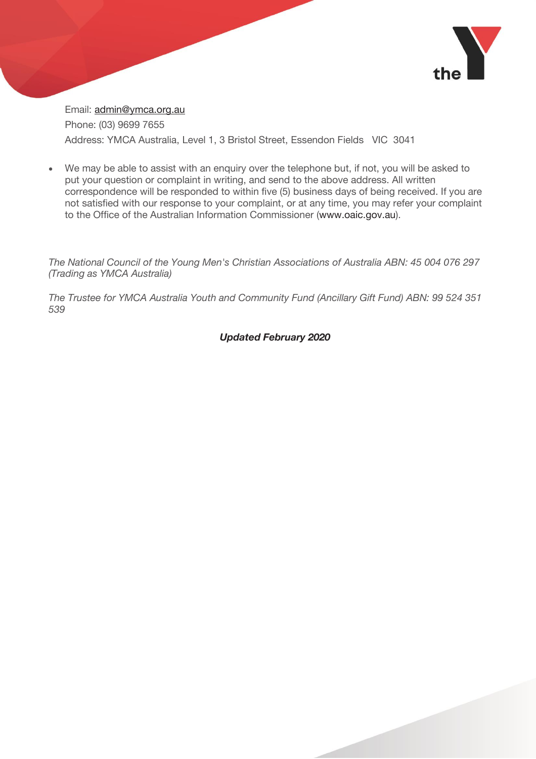Email: admin@ymca.org.au

Phone: (03) 9699 7655

Address: YMCA Australia, Level 1, 3 Bristol Street, Essendon Fields VIC 3041

- We may be able to assist with an enquiry over the telephone but, if not, you will be asked to put your question or complaint in writing, and send to the above address. All written correspondence will be responded to within five (5) business days of being received. If you are not satisfied with our response to your complaint, or at any time, you may refer your complaint to the Office of the Australian Information Commissioner (www.oaic.gov.au).

*The National Council of the Young Men's Christian Associations of Australia ABN: 45 004 076 297 (Trading as YMCA Australia)*

*The Trustee for YMCA Australia Youth and Community Fund (Ancillary Gift Fund) ABN: 99 524 351 539*

***Updated February 2020***